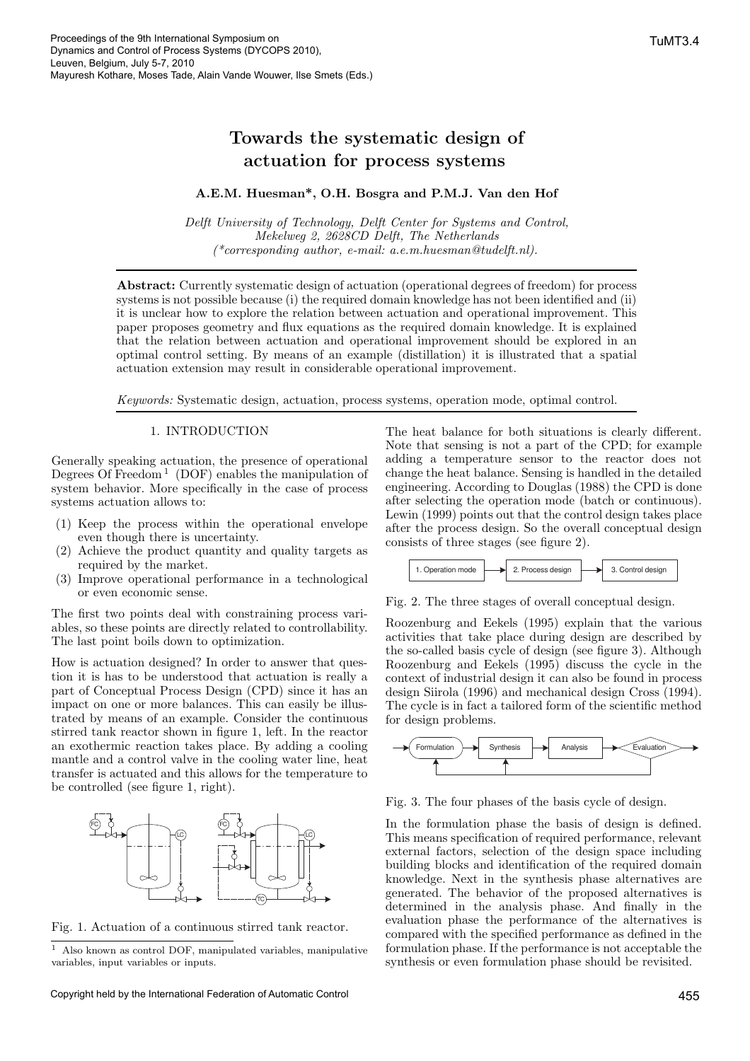Proceedings of the 9th International Symposium on Dynamics and Control of Process Systems (DYCOPS 2010), Leuven, Belgium, July 5-7, 2010
Mayuresh Kothare, Moses Tade, Alain Vande Wouwer, Ilse Smets (Eds.)

# Towards the systematic design of actuation for process systems

**A.E.M. Huesman\*, O.H. Bosgra and P.M.J. Van den Hof**

*Delft University of Technology, Delft Center for Systems and Control, Mekelweg 2, 2628CD Delft, The Netherlands (\*corresponding author, e-mail: a.e.m.huesman@tudelft.nl).*

**Abstract:** Currently systematic design of actuation (operational degrees of freedom) for process systems is not possible because (i) the required domain knowledge has not been identified and (ii) it is unclear how to explore the relation between actuation and operational improvement. This paper proposes geometry and flux equations as the required domain knowledge. It is explained that the relation between actuation and operational improvement should be explored in an optimal control setting. By means of an example (distillation) it is illustrated that a spatial actuation extension may result in considerable operational improvement.

*Keywords:* Systematic design, actuation, process systems, operation mode, optimal control.

## 1. INTRODUCTION

Generally speaking actuation, the presence of operational Degrees Of Freedom [1] (DOF) enables the manipulation of system behavior. More specifically in the case of process systems actuation allows to:

1. Keep the process within the operational envelope even though there is uncertainty.
2. Achieve the product quantity and quality targets as required by the market.
3. Improve operational performance in a technological or even economic sense.

The first two points deal with constraining process variables, so these points are directly related to controllability. The last point boils down to optimization.

How is actuation designed? In order to answer that question it is has to be understood that actuation is really a part of Conceptual Process Design (CPD) since it has an impact on one or more balances. This can easily be illustrated by means of an example. Consider the continuous stirred tank reactor shown in figure 1, left. In the reactor an exothermic reaction takes place. By adding a cooling mantle and a control valve in the cooling water line, heat transfer is actuated and this allows for the temperature to be controlled (see figure 1, right).

Fig. 1. Actuation of a continuous stirred tank reactor.

[1] Also known as control DOF, manipulated variables, manipulative variables, input variables or inputs.

The heat balance for both situations is clearly different. Note that sensing is not a part of the CPD; for example adding a temperature sensor to the reactor does not change the heat balance. Sensing is handled in the detailed engineering. According to Douglas (1988) the CPD is done after selecting the operation mode (batch or continuous). Lewin (1999) points out that the control design takes place after the process design. So the overall conceptual design consists of three stages (see figure 2).

Fig. 2. The three stages of overall conceptual design.

Roozenburg and Eekels (1995) explain that the various activities that take place during design are described by the so-called basis cycle of design (see figure 3). Although Roozenburg and Eekels (1995) discuss the cycle in the context of industrial design it can also be found in process design Siirola (1996) and mechanical design Cross (1994). The cycle is in fact a tailored form of the scientific method for design problems.

Fig. 3. The four phases of the basis cycle of design.

In the formulation phase the basis of design is defined. This means specification of required performance, relevant external factors, selection of the design space including building blocks and identification of the required domain knowledge. Next in the synthesis phase alternatives are generated. The behavior of the proposed alternatives is determined in the analysis phase. And finally in the evaluation phase the performance of the alternatives is compared with the specified performance as defined in the formulation phase. If the performance is not acceptable the synthesis or even formulation phase should be revisited.

Copyright held by the International Federation of Automatic Control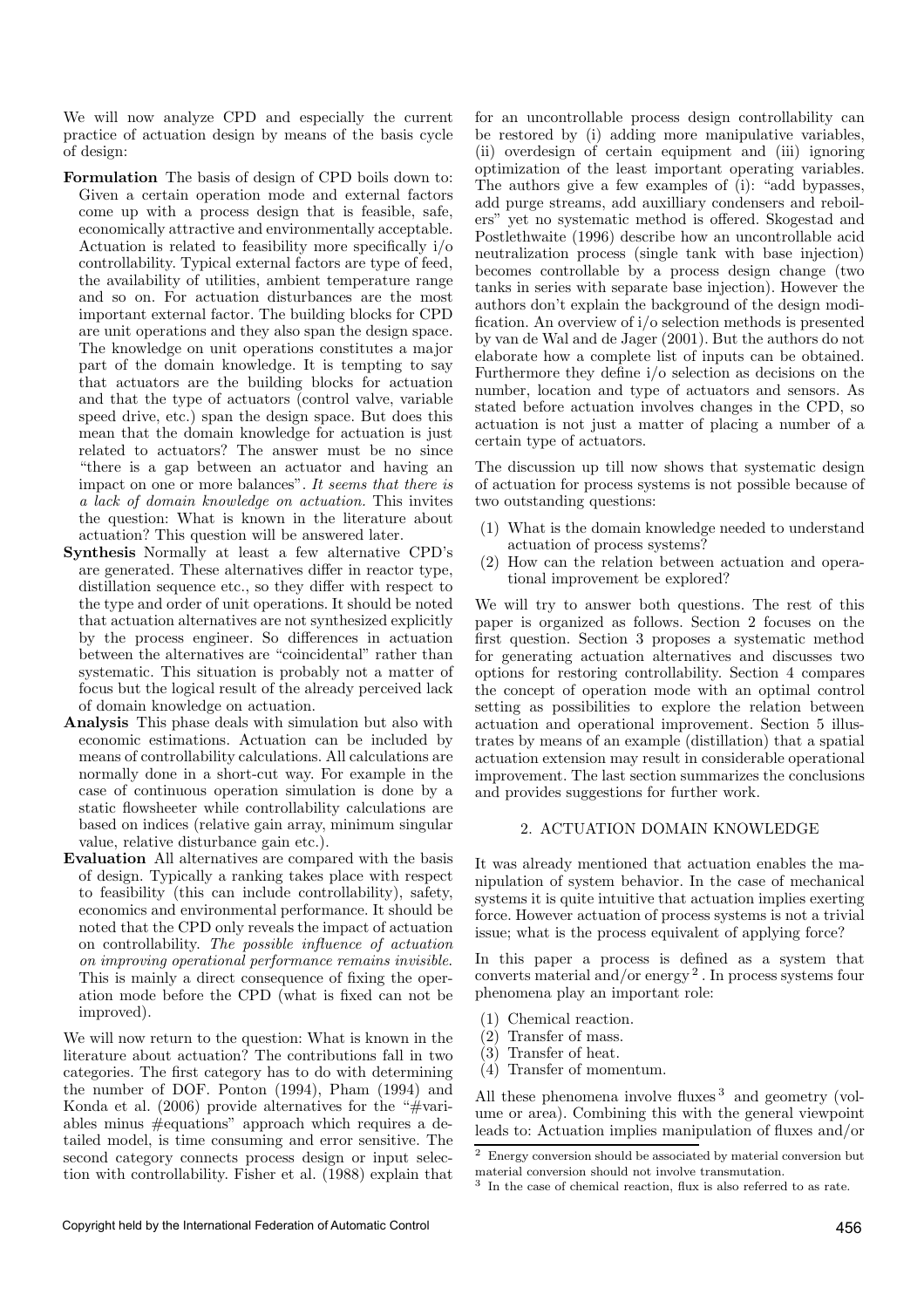We will now analyze CPD and especially the current practice of actuation design by means of the basis cycle of design:

**Formulation** The basis of design of CPD boils down to: Given a certain operation mode and external factors come up with a process design that is feasible, safe, economically attractive and environmentally acceptable. Actuation is related to feasibility more specifically i/o controllability. Typical external factors are type of feed, the availability of utilities, ambient temperature range and so on. For actuation disturbances are the most important external factor. The building blocks for CPD are unit operations and they also span the design space. The knowledge on unit operations constitutes a major part of the domain knowledge. It is tempting to say that actuators are the building blocks for actuation and that the type of actuators (control valve, variable speed drive, etc.) span the design space. But does this mean that the domain knowledge for actuation is just related to actuators? The answer must be no since "there is a gap between an actuator and having an impact on one or more balances". *It seems that there is a lack of domain knowledge on actuation.* This invites the question: What is known in the literature about actuation? This question will be answered later.

**Synthesis** Normally at least a few alternative CPD's are generated. These alternatives differ in reactor type, distillation sequence etc., so they differ with respect to the type and order of unit operations. It should be noted that actuation alternatives are not synthesized explicitly by the process engineer. So differences in actuation between the alternatives are "coincidental" rather than systematic. This situation is probably not a matter of focus but the logical result of the already perceived lack of domain knowledge on actuation.

**Analysis** This phase deals with simulation but also with economic estimations. Actuation can be included by means of controllability calculations. All calculations are normally done in a short-cut way. For example in the case of continuous operation simulation is done by a static flowsheeter while controllability calculations are based on indices (relative gain array, minimum singular value, relative disturbance gain etc.).

**Evaluation** All alternatives are compared with the basis of design. Typically a ranking takes place with respect to feasibility (this can include controllability), safety, economics and environmental performance. It should be noted that the CPD only reveals the impact of actuation on controllability. *The possible influence of actuation on improving operational performance remains invisible.* This is mainly a direct consequence of fixing the operation mode before the CPD (what is fixed can not be improved).

We will now return to the question: What is known in the literature about actuation? The contributions fall in two categories. The first category has to do with determining the number of DOF. Ponton (1994), Pham (1994) and Konda et al. (2006) provide alternatives for the "#variables minus #equations" approach which requires a detailed model, is time consuming and error sensitive. The second category connects process design or input selection with controllability. Fisher et al. (1988) explain that for an uncontrollable process design controllability can be restored by (i) adding more manipulative variables, (ii) overdesign of certain equipment and (iii) ignoring optimization of the least important operating variables. The authors give a few examples of (i): "add bypasses, add purge streams, add auxilliary condensers and reboilers" yet no systematic method is offered. Skogestad and Postlethwaite (1996) describe how an uncontrollable acid neutralization process (single tank with base injection) becomes controllable by a process design change (two tanks in series with separate base injection). However the authors don't explain the background of the design modification. An overview of i/o selection methods is presented by van de Wal and de Jager (2001). But the authors do not elaborate how a complete list of inputs can be obtained. Furthermore they define i/o selection as decisions on the number, location and type of actuators and sensors. As stated before actuation involves changes in the CPD, so actuation is not just a matter of placing a number of a certain type of actuators.

The discussion up till now shows that systematic design of actuation for process systems is not possible because of two outstanding questions:

1. What is the domain knowledge needed to understand actuation of process systems?
2. How can the relation between actuation and operational improvement be explored?

We will try to answer both questions. The rest of this paper is organized as follows. Section 2 focuses on the first question. Section 3 proposes a systematic method for generating actuation alternatives and discusses two options for restoring controllability. Section 4 compares the concept of operation mode with an optimal control setting as possibilities to explore the relation between actuation and operational improvement. Section 5 illustrates by means of an example (distillation) that a spatial actuation extension may result in considerable operational improvement. The last section summarizes the conclusions and provides suggestions for further work.

## 2. ACTUATION DOMAIN KNOWLEDGE

It was already mentioned that actuation enables the manipulation of system behavior. In the case of mechanical systems it is quite intuitive that actuation implies exerting force. However actuation of process systems is not a trivial issue; what is the process equivalent of applying force?

In this paper a process is defined as a system that converts material and/or energy [2]. In process systems four phenomena play an important role:

1. Chemical reaction.
2. Transfer of mass.
3. Transfer of heat.
4. Transfer of momentum.

All these phenomena involve fluxes [3] and geometry (volume or area). Combining this with the general viewpoint leads to: Actuation implies manipulation of fluxes and/or

[2] Energy conversion should be associated by material conversion but material conversion should not involve transmutation.

[3] In the case of chemical reaction, flux is also referred to as rate.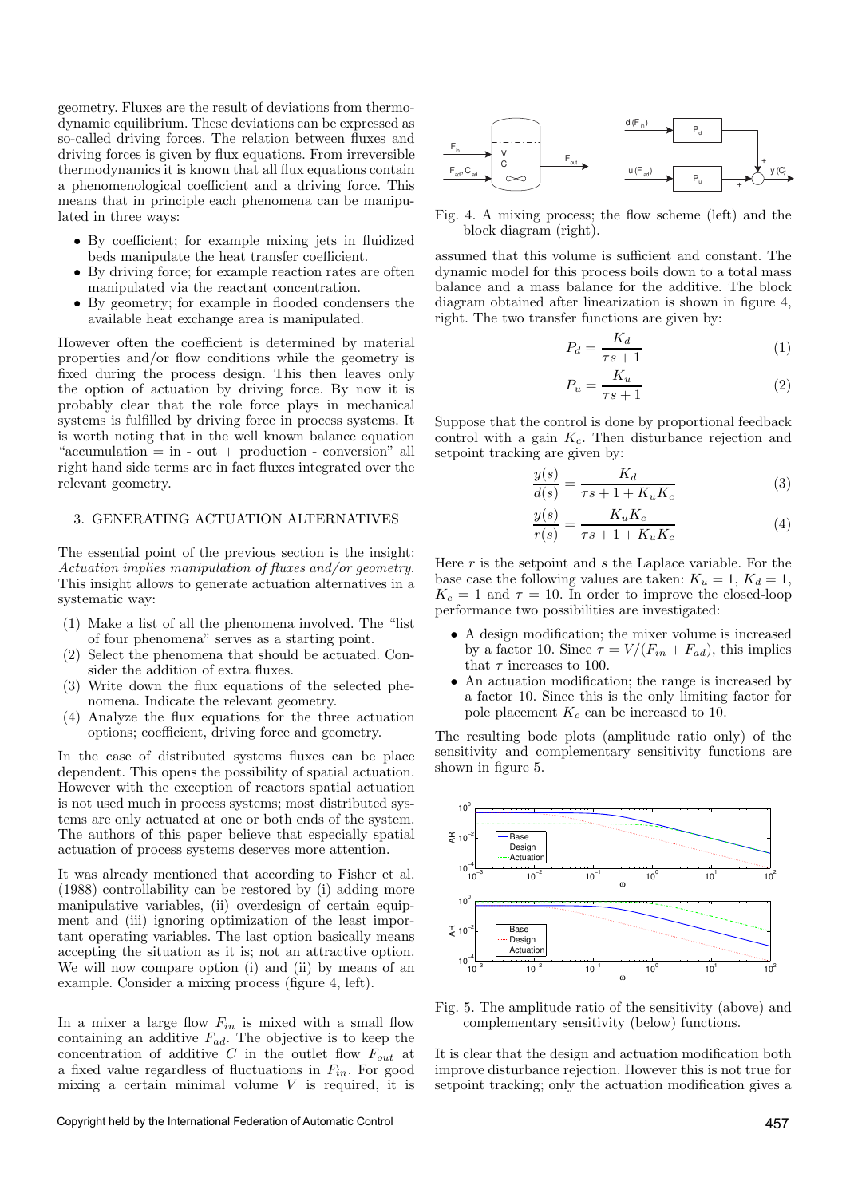geometry. Fluxes are the result of deviations from thermodynamic equilibrium. These deviations can be expressed as so-called driving forces. The relation between fluxes and driving forces is given by flux equations. From irreversible thermodynamics it is known that all flux equations contain a phenomenological coefficient and a driving force. This means that in principle each phenomena can be manipulated in three ways:

- By coefficient; for example mixing jets in fluidized beds manipulate the heat transfer coefficient.
- By driving force; for example reaction rates are often manipulated via the reactant concentration.
- By geometry; for example in flooded condensers the available heat exchange area is manipulated.

However often the coefficient is determined by material properties and/or flow conditions while the geometry is fixed during the process design. This then leaves only the option of actuation by driving force. By now it is probably clear that the role force plays in mechanical systems is fulfilled by driving force in process systems. It is worth noting that in the well known balance equation "accumulation = in - out + production - conversion" all right hand side terms are in fact fluxes integrated over the relevant geometry.

## 3. GENERATING ACTUATION ALTERNATIVES

The essential point of the previous section is the insight: *Actuation implies manipulation of fluxes and/or geometry*. This insight allows to generate actuation alternatives in a systematic way:

(1) Make a list of all the phenomena involved. The "list of four phenomena" serves as a starting point.
(2) Select the phenomena that should be actuated. Consider the addition of extra fluxes.
(3) Write down the flux equations of the selected phenomena. Indicate the relevant geometry.
(4) Analyze the flux equations for the three actuation options; coefficient, driving force and geometry.

In the case of distributed systems fluxes can be place dependent. This opens the possibility of spatial actuation. However with the exception of reactors spatial actuation is not used much in process systems; most distributed systems are only actuated at one or both ends of the system. The authors of this paper believe that especially spatial actuation of process systems deserves more attention.

It was already mentioned that according to Fisher et al. (1988) controllability can be restored by (i) adding more manipulative variables, (ii) overdesign of certain equipment and (iii) ignoring optimization of the least important operating variables. The last option basically means accepting the situation as it is; not an attractive option. We will now compare option (i) and (ii) by means of an example. Consider a mixing process (figure 4, left).

In a mixer a large flow $F_{in}$ is mixed with a small flow containing an additive $F_{ad}$. The objective is to keep the concentration of additive $C$ in the outlet flow $F_{out}$ at a fixed value regardless of fluctuations in $F_{in}$. For good mixing a certain minimal volume $V$ is required, it is assumed that this volume is sufficient and constant. The dynamic model for this process boils down to a total mass balance and a mass balance for the additive. The block diagram obtained after linearization is shown in figure 4, right. The two transfer functions are given by:

Fig. 4. A mixing process; the flow scheme (left) and the block diagram (right).

$$P_d = \frac{K_d}{\tau s + 1} \tag{1}$$

$$P_u = \frac{K_u}{\tau s + 1} \tag{2}$$

Suppose that the control is done by proportional feedback control with a gain $K_c$. Then disturbance rejection and setpoint tracking are given by:

$$\frac{y(s)}{d(s)} = \frac{K_d}{\tau s + 1 + K_u K_c} \tag{3}$$

$$\frac{y(s)}{r(s)} = \frac{K_u K_c}{\tau s + 1 + K_u K_c} \tag{4}$$

Here $r$ is the setpoint and $s$ the Laplace variable. For the base case the following values are taken: $K_u = 1$, $K_d = 1$, $K_c = 1$ and $\tau = 10$. In order to improve the closed-loop performance two possibilities are investigated:

- A design modification; the mixer volume is increased by a factor 10. Since $\tau = V/(F_{in} + F_{ad})$, this implies that $\tau$ increases to 100.
- An actuation modification; the range is increased by a factor 10. Since this is the only limiting factor for pole placement $K_c$ can be increased to 10.

The resulting bode plots (amplitude ratio only) of the sensitivity and complementary sensitivity functions are shown in figure 5.

Fig. 5. The amplitude ratio of the sensitivity (above) and complementary sensitivity (below) functions.

It is clear that the design and actuation modification both improve disturbance rejection. However this is not true for setpoint tracking; only the actuation modification gives a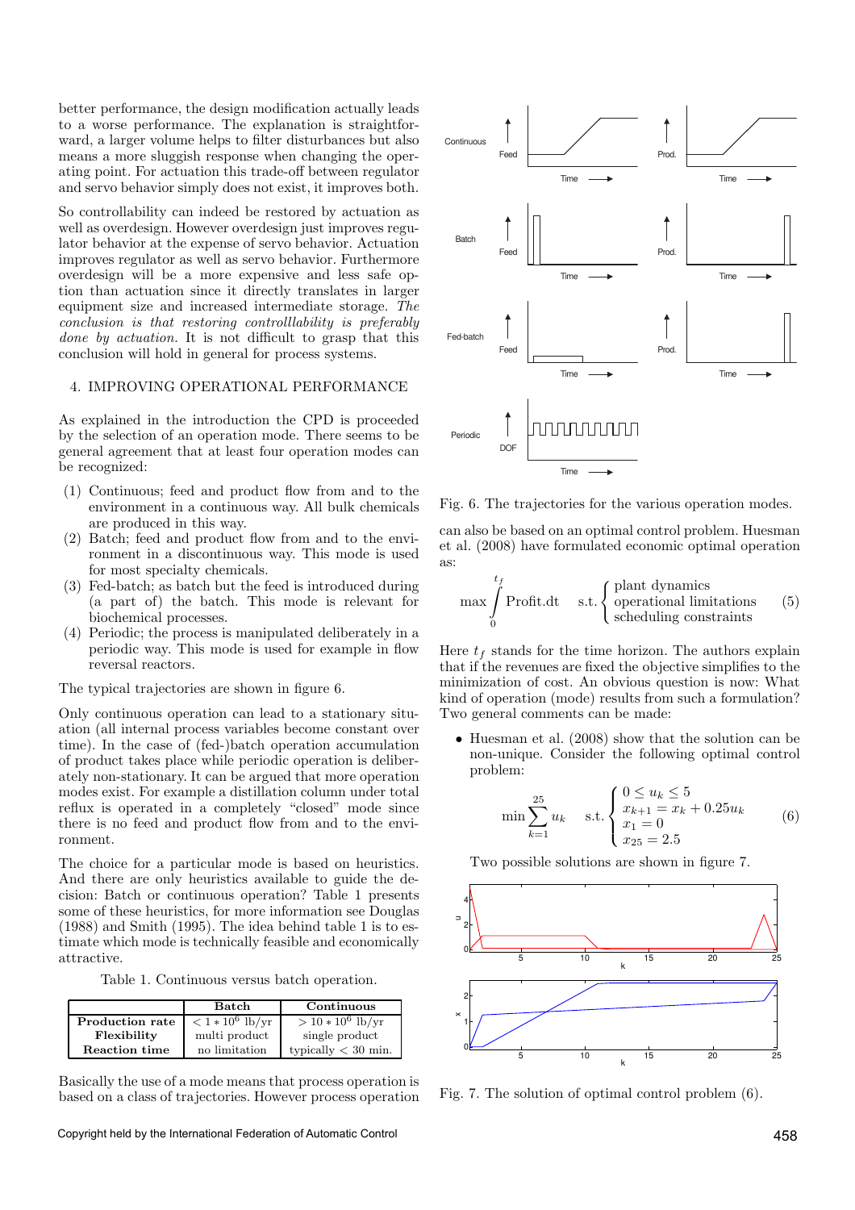better performance, the design modification actually leads to a worse performance. The explanation is straightforward, a larger volume helps to filter disturbances but also means a more sluggish response when changing the operating point. For actuation this trade-off between regulator and servo behavior simply does not exist, it improves both.

So controllability can indeed be restored by actuation as well as overdesign. However overdesign just improves regulator behavior at the expense of servo behavior. Actuation improves regulator as well as servo behavior. Furthermore overdesign will be a more expensive and less safe option than actuation since it directly translates in larger equipment size and increased intermediate storage. *The conclusion is that restoring controlllability is preferably done by actuation.* It is not difficult to grasp that this conclusion will hold in general for process systems.

## 4. IMPROVING OPERATIONAL PERFORMANCE

As explained in the introduction the CPD is proceeded by the selection of an operation mode. There seems to be general agreement that at least four operation modes can be recognized:

1. Continuous; feed and product flow from and to the environment in a continuous way. All bulk chemicals are produced in this way.
2. Batch; feed and product flow from and to the environment in a discontinuous way. This mode is used for most specialty chemicals.
3. Fed-batch; as batch but the feed is introduced during (a part of) the batch. This mode is relevant for biochemical processes.
4. Periodic; the process is manipulated deliberately in a periodic way. This mode is used for example in flow reversal reactors.

The typical trajectories are shown in figure 6.

Only continuous operation can lead to a stationary situation (all internal process variables become constant over time). In the case of (fed-)batch operation accumulation of product takes place while periodic operation is deliberately non-stationary. It can be argued that more operation modes exist. For example a distillation column under total reflux is operated in a completely "closed" mode since there is no feed and product flow from and to the environment.

The choice for a particular mode is based on heuristics. And there are only heuristics available to guide the decision: Batch or continuous operation? Table 1 presents some of these heuristics, for more information see Douglas (1988) and Smith (1995). The idea behind table 1 is to estimate which mode is technically feasible and economically attractive.

Table 1. Continuous versus batch operation.

| | Batch | Continuous |
|---|---|---|
| **Production rate** | $< 1 * 10^6$ lb/yr | $> 10 * 10^6$ lb/yr |
| **Flexibility** | multi product | single product |
| **Reaction time** | no limitation | typically < 30 min. |

Basically the use of a mode means that process operation is based on a class of trajectories. However process operation can also be based on an optimal control problem. Huesman et al. (2008) have formulated economic optimal operation as:

$$\max \int_0^{t_f} \text{Profit.dt} \quad \text{s.t.} \begin{cases} \text{plant dynamics} \\ \text{operational limitations} \\ \text{scheduling constraints} \end{cases} \qquad (5)$$

Fig. 6. The trajectories for the various operation modes.

Here $t_f$ stands for the time horizon. The authors explain that if the revenues are fixed the objective simplifies to the minimization of cost. An obvious question is now: What kind of operation (mode) results from such a formulation? Two general comments can be made:

- Huesman et al. (2008) show that the solution can be non-unique. Consider the following optimal control problem:

$$\min \sum_{k=1}^{25} u_k \quad \text{s.t.} \begin{cases} 0 \leq u_k \leq 5 \\ x_{k+1} = x_k + 0.25u_k \\ x_1 = 0 \\ x_{25} = 2.5 \end{cases} \qquad (6)$$

Two possible solutions are shown in figure 7.

Fig. 7. The solution of optimal control problem (6).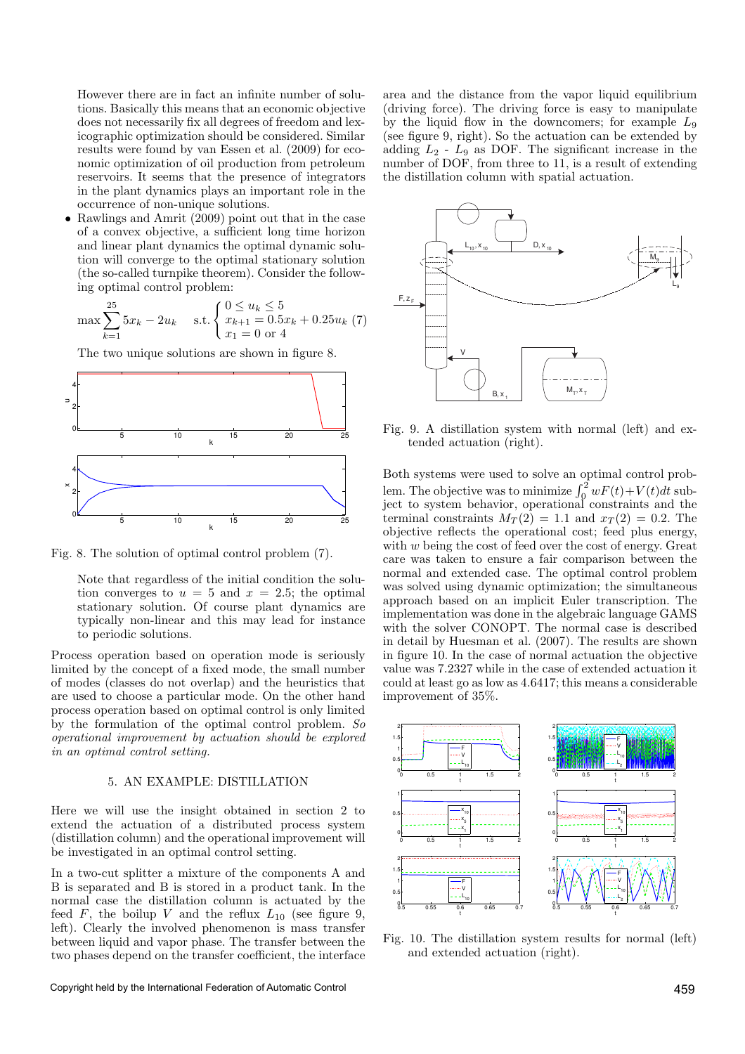However there are in fact an infinite number of solutions. Basically this means that an economic objective does not necessarily fix all degrees of freedom and lexicographic optimization should be considered. Similar results were found by van Essen et al. (2009) for economic optimization of oil production from petroleum reservoirs. It seems that the presence of integrators in the plant dynamics plays an important role in the occurrence of non-unique solutions.

- Rawlings and Amrit (2009) point out that in the case of a convex objective, a sufficient long time horizon and linear plant dynamics the optimal dynamic solution will converge to the optimal stationary solution (the so-called turnpike theorem). Consider the following optimal control problem:

$$\max \sum_{k=1}^{25} 5x_k - 2u_k \quad \text{s.t.} \begin{cases} 0 \leq u_k \leq 5 \\ x_{k+1} = 0.5x_k + 0.25u_k \\ x_1 = 0 \text{ or } 4 \end{cases} \quad (7)$$

The two unique solutions are shown in figure 8.

Fig. 8. The solution of optimal control problem (7).

Note that regardless of the initial condition the solution converges to $u = 5$ and $x = 2.5$; the optimal stationary solution. Of course plant dynamics are typically non-linear and this may lead for instance to periodic solutions.

Process operation based on operation mode is seriously limited by the concept of a fixed mode, the small number of modes (classes do not overlap) and the heuristics that are used to choose a particular mode. On the other hand process operation based on optimal control is only limited by the formulation of the optimal control problem. *So operational improvement by actuation should be explored in an optimal control setting.*

## 5. AN EXAMPLE: DISTILLATION

Here we will use the insight obtained in section 2 to extend the actuation of a distributed process system (distillation column) and the operational improvement will be investigated in an optimal control setting.

In a two-cut splitter a mixture of the components A and B is separated and B is stored in a product tank. In the normal case the distillation column is actuated by the feed $F$, the boilup $V$ and the reflux $L_{10}$ (see figure 9, left). Clearly the involved phenomenon is mass transfer between liquid and vapor phase. The transfer between the two phases depend on the transfer coefficient, the interface area and the distance from the vapor liquid equilibrium (driving force). The driving force is easy to manipulate by the liquid flow in the downcomers; for example $L_9$ (see figure 9, right). So the actuation can be extended by adding $L_2$ - $L_9$ as DOF. The significant increase in the number of DOF, from three to 11, is a result of extending the distillation column with spatial actuation.

Fig. 9. A distillation system with normal (left) and extended actuation (right).

Both systems were used to solve an optimal control problem. The objective was to minimize $\int_0^2 wF(t)+V(t)dt$ subject to system behavior, operational constraints and the terminal constraints $M_T(2) = 1.1$ and $x_T(2) = 0.2$. The objective reflects the operational cost; feed plus energy, with $w$ being the cost of feed over the cost of energy. Great care was taken to ensure a fair comparison between the normal and extended case. The optimal control problem was solved using dynamic optimization; the simultaneous approach based on an implicit Euler transcription. The implementation was done in the algebraic language GAMS with the solver CONOPT. The normal case is described in detail by Huesman et al. (2007). The results are shown in figure 10. In the case of normal actuation the objective value was 7.2327 while in the case of extended actuation it could at least go as low as 4.6417; this means a considerable improvement of 35%.

Fig. 10. The distillation system results for normal (left) and extended actuation (right).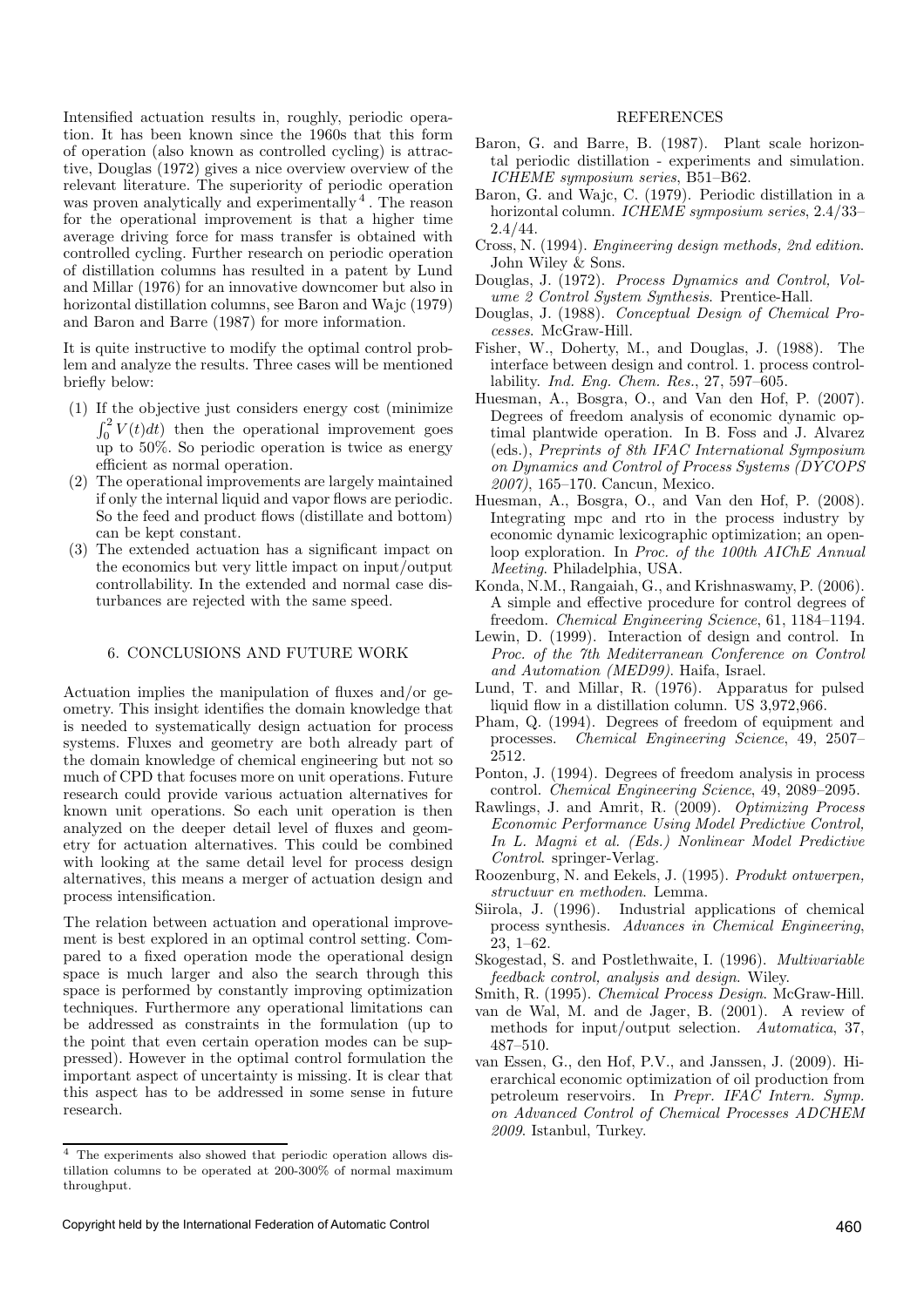Intensified actuation results in, roughly, periodic operation. It has been known since the 1960s that this form of operation (also known as controlled cycling) is attractive, Douglas (1972) gives a nice overview overview of the relevant literature. The superiority of periodic operation was proven analytically and experimentally [4]. The reason for the operational improvement is that a higher time average driving force for mass transfer is obtained with controlled cycling. Further research on periodic operation of distillation columns has resulted in a patent by Lund and Millar (1976) for an innovative downcomer but also in horizontal distillation columns, see Baron and Wajc (1979) and Baron and Barre (1987) for more information.

It is quite instructive to modify the optimal control problem and analyze the results. Three cases will be mentioned briefly below:

1. If the objective just considers energy cost (minimize $\int_0^2 V(t)dt$) then the operational improvement goes up to 50%. So periodic operation is twice as energy efficient as normal operation.
2. The operational improvements are largely maintained if only the internal liquid and vapor flows are periodic. So the feed and product flows (distillate and bottom) can be kept constant.
3. The extended actuation has a significant impact on the economics but very little impact on input/output controllability. In the extended and normal case disturbances are rejected with the same speed.

## 6. CONCLUSIONS AND FUTURE WORK

Actuation implies the manipulation of fluxes and/or geometry. This insight identifies the domain knowledge that is needed to systematically design actuation for process systems. Fluxes and geometry are both already part of the domain knowledge of chemical engineering but not so much of CPD that focuses more on unit operations. Future research could provide various actuation alternatives for known unit operations. So each unit operation is then analyzed on the deeper detail level of fluxes and geometry for actuation alternatives. This could be combined with looking at the same detail level for process design alternatives, this means a merger of actuation design and process intensification.

The relation between actuation and operational improvement is best explored in an optimal control setting. Compared to a fixed operation mode the operational design space is much larger and also the search through this space is performed by constantly improving optimization techniques. Furthermore any operational limitations can be addressed as constraints in the formulation (up to the point that even certain operation modes can be suppressed). However in the optimal control formulation the important aspect of uncertainty is missing. It is clear that this aspect has to be addressed in some sense in future research.

[4] The experiments also showed that periodic operation allows distillation columns to be operated at 200-300% of normal maximum throughput.

## REFERENCES

Baron, G. and Barre, B. (1987). Plant scale horizontal periodic distillation - experiments and simulation. *ICHEME symposium series*, B51–B62.

Baron, G. and Wajc, C. (1979). Periodic distillation in a horizontal column. *ICHEME symposium series*, 2.4/33–2.4/44.

Cross, N. (1994). *Engineering design methods, 2nd edition*. John Wiley & Sons.

Douglas, J. (1972). *Process Dynamics and Control, Volume 2 Control System Synthesis*. Prentice-Hall.

Douglas, J. (1988). *Conceptual Design of Chemical Processes*. McGraw-Hill.

Fisher, W., Doherty, M., and Douglas, J. (1988). The interface between design and control. 1. process controllability. *Ind. Eng. Chem. Res.*, 27, 597–605.

Huesman, A., Bosgra, O., and Van den Hof, P. (2007). Degrees of freedom analysis of economic dynamic optimal plantwide operation. In B. Foss and J. Alvarez (eds.), *Preprints of 8th IFAC International Symposium on Dynamics and Control of Process Systems (DYCOPS 2007)*, 165–170. Cancun, Mexico.

Huesman, A., Bosgra, O., and Van den Hof, P. (2008). Integrating mpc and rto in the process industry by economic dynamic lexicographic optimization; an open-loop exploration. In *Proc. of the 100th AIChE Annual Meeting*. Philadelphia, USA.

Konda, N.M., Rangaiah, G., and Krishnaswamy, P. (2006). A simple and effective procedure for control degrees of freedom. *Chemical Engineering Science*, 61, 1184–1194.

Lewin, D. (1999). Interaction of design and control. In *Proc. of the 7th Mediterranean Conference on Control and Automation (MED99)*. Haifa, Israel.

Lund, T. and Millar, R. (1976). Apparatus for pulsed liquid flow in a distillation column. US 3,972,966.

Pham, Q. (1994). Degrees of freedom of equipment and processes. *Chemical Engineering Science*, 49, 2507–2512.

Ponton, J. (1994). Degrees of freedom analysis in process control. *Chemical Engineering Science*, 49, 2089–2095.

Rawlings, J. and Amrit, R. (2009). *Optimizing Process Economic Performance Using Model Predictive Control, In L. Magni et al. (Eds.) Nonlinear Model Predictive Control*. springer-Verlag.

Roozenburg, N. and Eekels, J. (1995). *Produkt ontwerpen, structuur en methoden*. Lemma.

Siirola, J. (1996). Industrial applications of chemical process synthesis. *Advances in Chemical Engineering*, 23, 1–62.

Skogestad, S. and Postlethwaite, I. (1996). *Multivariable feedback control, analysis and design*. Wiley.

Smith, R. (1995). *Chemical Process Design*. McGraw-Hill.

van de Wal, M. and de Jager, B. (2001). A review of methods for input/output selection. *Automatica*, 37, 487–510.

van Essen, G., den Hof, P.V., and Janssen, J. (2009). Hierarchical economic optimization of oil production from petroleum reservoirs. In *Prepr. IFAC Intern. Symp. on Advanced Control of Chemical Processes ADCHEM 2009*. Istanbul, Turkey.